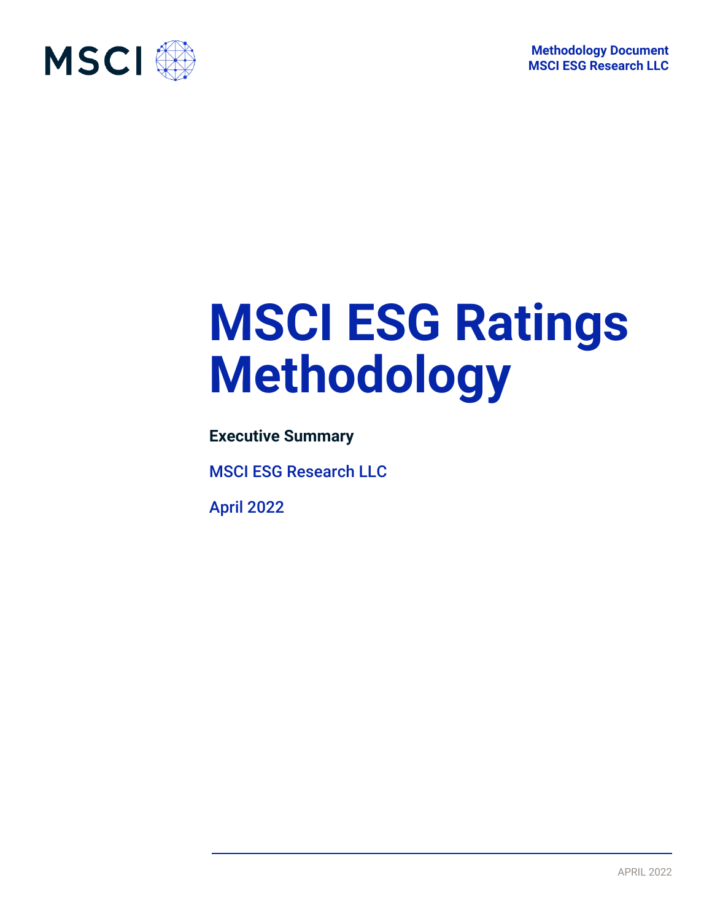Methodology Document
MSCI ESG Research LLC

# MSCI ESG Ratings Methodology

**Executive Summary**

MSCI ESG Research LLC

April 2022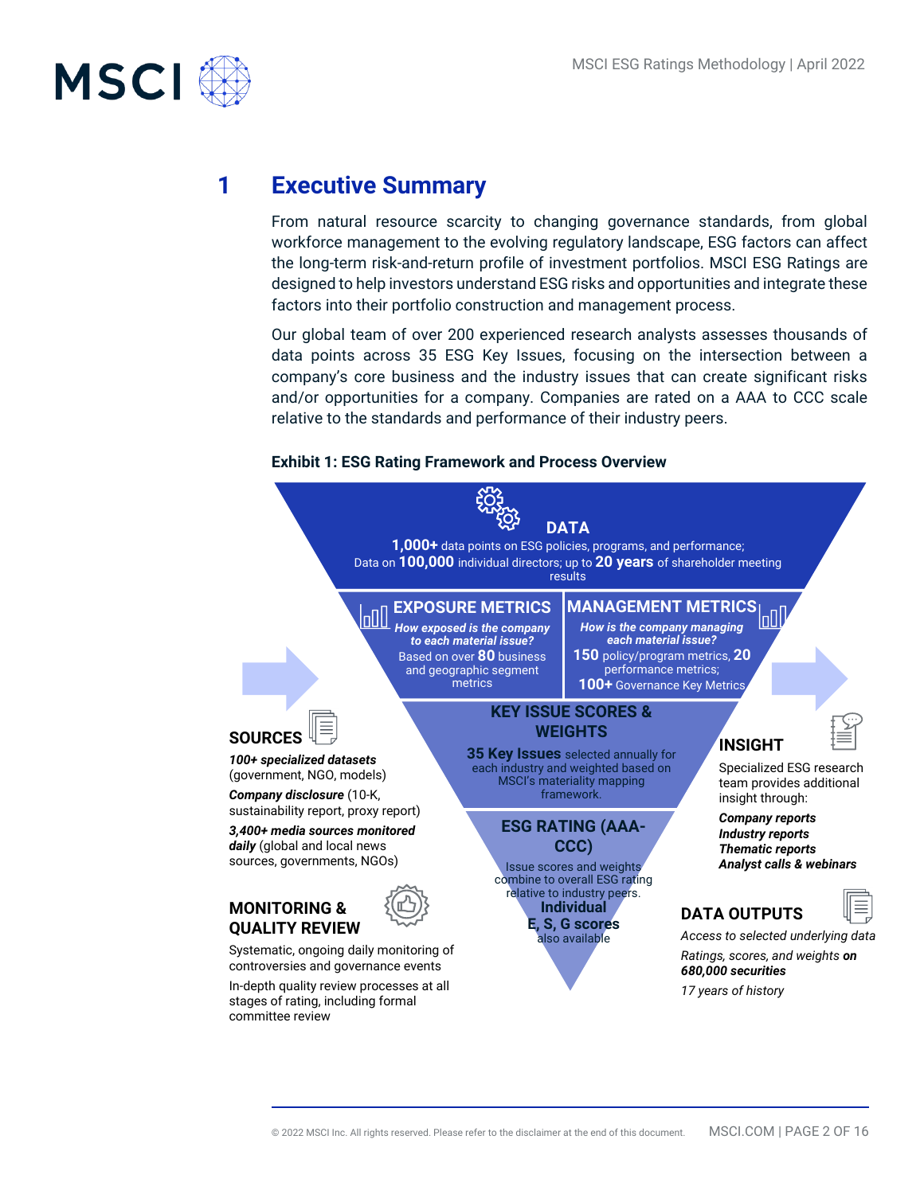# 1 Executive Summary

From natural resource scarcity to changing governance standards, from global workforce management to the evolving regulatory landscape, ESG factors can affect the long-term risk-and-return profile of investment portfolios. MSCI ESG Ratings are designed to help investors understand ESG risks and opportunities and integrate these factors into their portfolio construction and management process.

Our global team of over 200 experienced research analysts assesses thousands of data points across 35 ESG Key Issues, focusing on the intersection between a company's core business and the industry issues that can create significant risks and/or opportunities for a company. Companies are rated on a AAA to CCC scale relative to the standards and performance of their industry peers.

**Exhibit 1: ESG Rating Framework and Process Overview**

**DATA**

**1,000+** data points on ESG policies, programs, and performance; Data on **100,000** individual directors; up to **20 years** of shareholder meeting results

**EXPOSURE METRICS**

***How exposed is the company to each material issue?***

Based on over **80** business and geographic segment metrics

**MANAGEMENT METRICS**

***How is the company managing each material issue?***

**150** policy/program metrics, **20** performance metrics; **100+** Governance Key Metrics

**KEY ISSUE SCORES & WEIGHTS**

**35 Key Issues** selected annually for each industry and weighted based on MSCI's materiality mapping framework.

**ESG RATING (AAA-CCC)**

Issue scores and weights combine to overall ESG rating relative to industry peers. **Individual E, S, G scores** also available

**SOURCES**

***100+ specialized datasets*** (government, NGO, models)

***Company disclosure*** (10-K, sustainability report, proxy report)

***3,400+ media sources monitored daily*** (global and local news sources, governments, NGOs)

**MONITORING & QUALITY REVIEW**

Systematic, ongoing daily monitoring of controversies and governance events

In-depth quality review processes at all stages of rating, including formal committee review

**INSIGHT**

Specialized ESG research team provides additional insight through:

***Company reports***
***Industry reports***
***Thematic reports***
***Analyst calls & webinars***

**DATA OUTPUTS**

*Access to selected underlying data*

*Ratings, scores, and weights* ***on 680,000 securities***

*17 years of history*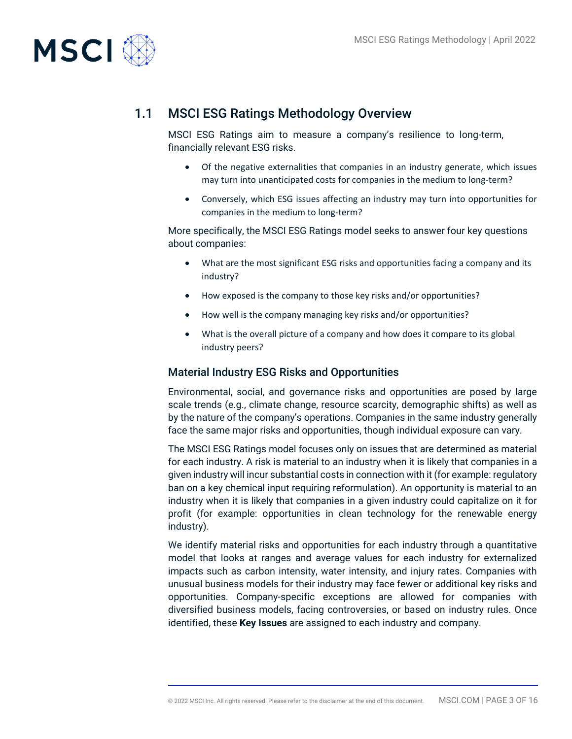## 1.1 MSCI ESG Ratings Methodology Overview

MSCI ESG Ratings aim to measure a company's resilience to long-term, financially relevant ESG risks.

- Of the negative externalities that companies in an industry generate, which issues may turn into unanticipated costs for companies in the medium to long-term?
- Conversely, which ESG issues affecting an industry may turn into opportunities for companies in the medium to long-term?

More specifically, the MSCI ESG Ratings model seeks to answer four key questions about companies:

- What are the most significant ESG risks and opportunities facing a company and its industry?
- How exposed is the company to those key risks and/or opportunities?
- How well is the company managing key risks and/or opportunities?
- What is the overall picture of a company and how does it compare to its global industry peers?

### Material Industry ESG Risks and Opportunities

Environmental, social, and governance risks and opportunities are posed by large scale trends (e.g., climate change, resource scarcity, demographic shifts) as well as by the nature of the company's operations. Companies in the same industry generally face the same major risks and opportunities, though individual exposure can vary.

The MSCI ESG Ratings model focuses only on issues that are determined as material for each industry. A risk is material to an industry when it is likely that companies in a given industry will incur substantial costs in connection with it (for example: regulatory ban on a key chemical input requiring reformulation). An opportunity is material to an industry when it is likely that companies in a given industry could capitalize on it for profit (for example: opportunities in clean technology for the renewable energy industry).

We identify material risks and opportunities for each industry through a quantitative model that looks at ranges and average values for each industry for externalized impacts such as carbon intensity, water intensity, and injury rates. Companies with unusual business models for their industry may face fewer or additional key risks and opportunities. Company-specific exceptions are allowed for companies with diversified business models, facing controversies, or based on industry rules. Once identified, these **Key Issues** are assigned to each industry and company.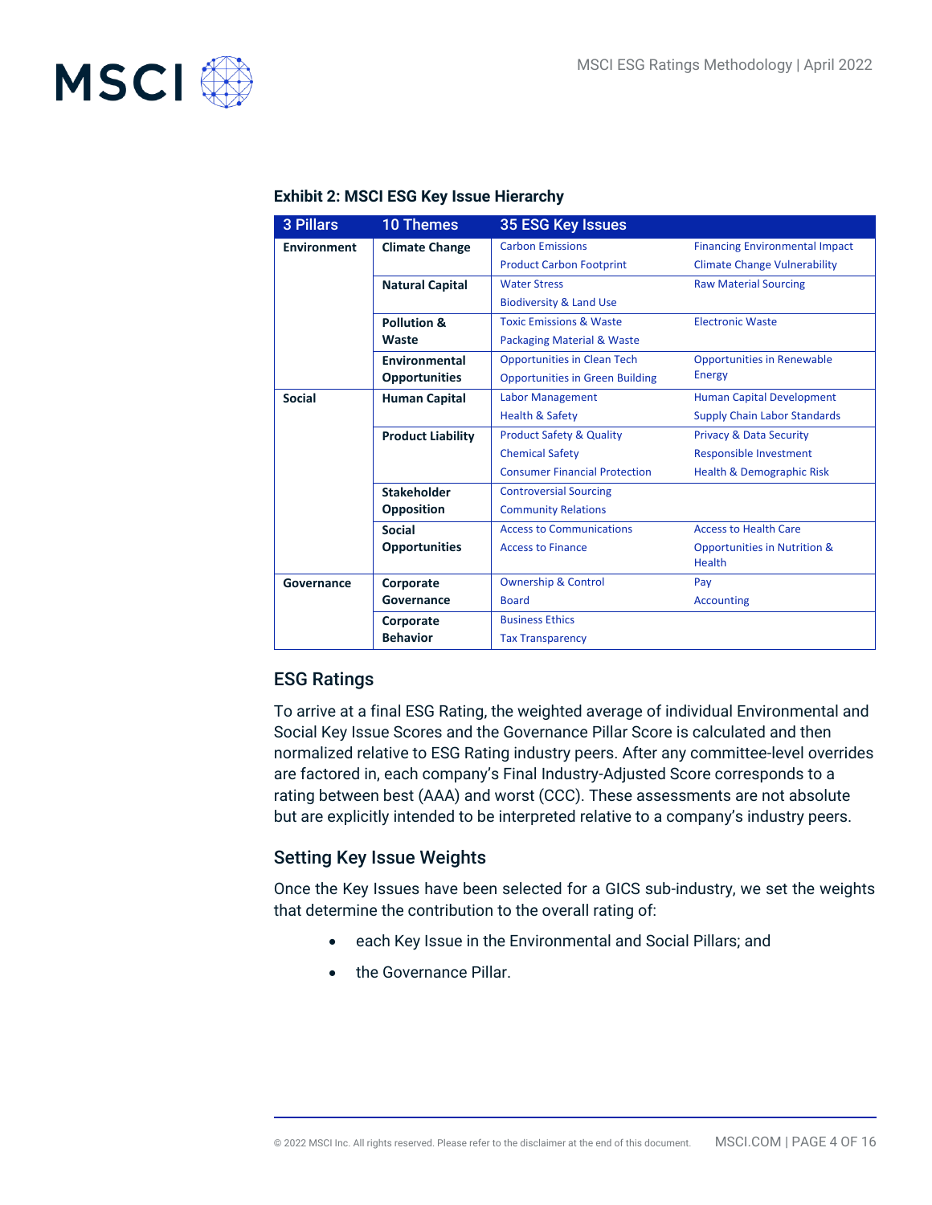**Exhibit 2: MSCI ESG Key Issue Hierarchy**

| 3 Pillars | 10 Themes | 35 ESG Key Issues | |
|---|---|---|---|
| **Environment** | **Climate Change** | Carbon Emissions<br>Product Carbon Footprint | Financing Environmental Impact<br>Climate Change Vulnerability |
| | **Natural Capital** | Water Stress<br>Biodiversity & Land Use | Raw Material Sourcing |
| | **Pollution & Waste** | Toxic Emissions & Waste<br>Packaging Material & Waste | Electronic Waste |
| | **Environmental Opportunities** | Opportunities in Clean Tech<br>Opportunities in Green Building | Opportunities in Renewable Energy |
| **Social** | **Human Capital** | Labor Management<br>Health & Safety | Human Capital Development<br>Supply Chain Labor Standards |
| | **Product Liability** | Product Safety & Quality<br>Chemical Safety<br>Consumer Financial Protection | Privacy & Data Security<br>Responsible Investment<br>Health & Demographic Risk |
| | **Stakeholder Opposition** | Controversial Sourcing<br>Community Relations | |
| | **Social Opportunities** | Access to Communications<br>Access to Finance | Access to Health Care<br>Opportunities in Nutrition & Health |
| **Governance** | **Corporate Governance** | Ownership & Control<br>Board | Pay<br>Accounting |
| | **Corporate Behavior** | Business Ethics<br>Tax Transparency | |

## ESG Ratings

To arrive at a final ESG Rating, the weighted average of individual Environmental and Social Key Issue Scores and the Governance Pillar Score is calculated and then normalized relative to ESG Rating industry peers. After any committee-level overrides are factored in, each company's Final Industry-Adjusted Score corresponds to a rating between best (AAA) and worst (CCC). These assessments are not absolute but are explicitly intended to be interpreted relative to a company's industry peers.

## Setting Key Issue Weights

Once the Key Issues have been selected for a GICS sub-industry, we set the weights that determine the contribution to the overall rating of:

- each Key Issue in the Environmental and Social Pillars; and
- the Governance Pillar.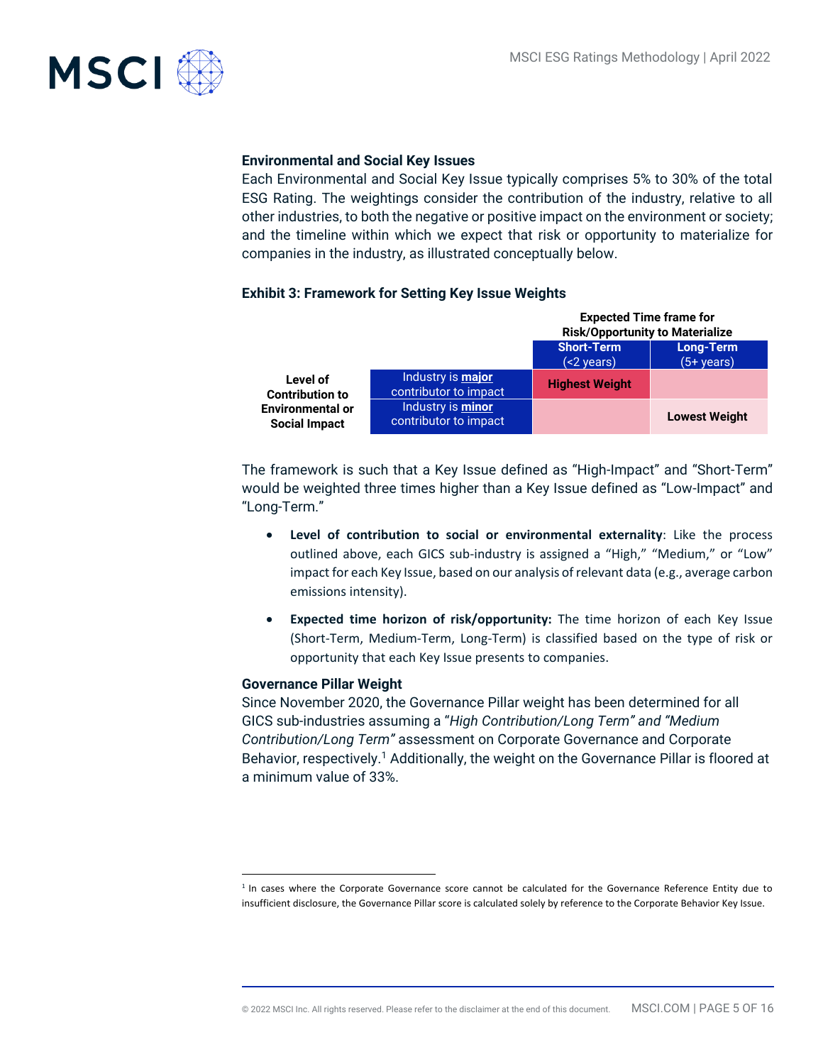### Environmental and Social Key Issues

Each Environmental and Social Key Issue typically comprises 5% to 30% of the total ESG Rating. The weightings consider the contribution of the industry, relative to all other industries, to both the negative or positive impact on the environment or society; and the timeline within which we expect that risk or opportunity to materialize for companies in the industry, as illustrated conceptually below.

**Exhibit 3: Framework for Setting Key Issue Weights**

| | | **Expected Time frame for Risk/Opportunity to Materialize** | |
|---|---|---|---|
| | | **Short-Term** (<2 years) | **Long-Term** (5+ years) |
| **Level of Contribution to Environmental or Social Impact** | Industry is **major** contributor to impact | **Highest Weight** | |
| | Industry is **minor** contributor to impact | | **Lowest Weight** |

The framework is such that a Key Issue defined as "High-Impact" and "Short-Term" would be weighted three times higher than a Key Issue defined as "Low-Impact" and "Long-Term."

- **Level of contribution to social or environmental externality**: Like the process outlined above, each GICS sub-industry is assigned a "High," "Medium," or "Low" impact for each Key Issue, based on our analysis of relevant data (e.g., average carbon emissions intensity).
- **Expected time horizon of risk/opportunity:** The time horizon of each Key Issue (Short-Term, Medium-Term, Long-Term) is classified based on the type of risk or opportunity that each Key Issue presents to companies.

### Governance Pillar Weight

Since November 2020, the Governance Pillar weight has been determined for all GICS sub-industries assuming a "*High Contribution/Long Term" and "Medium Contribution/Long Term"* assessment on Corporate Governance and Corporate Behavior, respectively.[1] Additionally, the weight on the Governance Pillar is floored at a minimum value of 33%.

[1] In cases where the Corporate Governance score cannot be calculated for the Governance Reference Entity due to insufficient disclosure, the Governance Pillar score is calculated solely by reference to the Corporate Behavior Key Issue.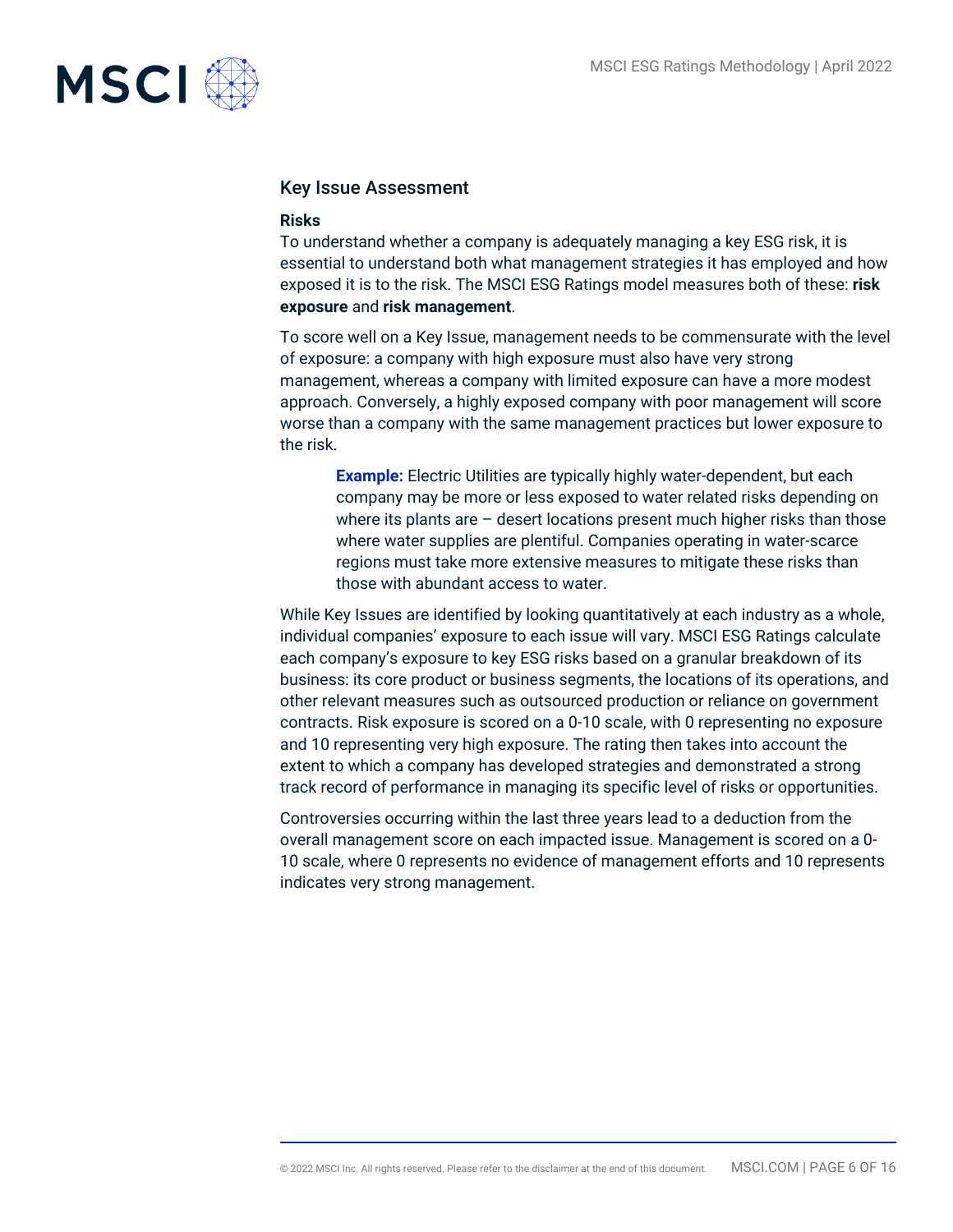## Key Issue Assessment

### Risks

To understand whether a company is adequately managing a key ESG risk, it is essential to understand both what management strategies it has employed and how exposed it is to the risk. The MSCI ESG Ratings model measures both of these: **risk exposure** and **risk management**.

To score well on a Key Issue, management needs to be commensurate with the level of exposure: a company with high exposure must also have very strong management, whereas a company with limited exposure can have a more modest approach. Conversely, a highly exposed company with poor management will score worse than a company with the same management practices but lower exposure to the risk.

> **Example:** Electric Utilities are typically highly water-dependent, but each company may be more or less exposed to water related risks depending on where its plants are – desert locations present much higher risks than those where water supplies are plentiful. Companies operating in water-scarce regions must take more extensive measures to mitigate these risks than those with abundant access to water.

While Key Issues are identified by looking quantitatively at each industry as a whole, individual companies' exposure to each issue will vary. MSCI ESG Ratings calculate each company's exposure to key ESG risks based on a granular breakdown of its business: its core product or business segments, the locations of its operations, and other relevant measures such as outsourced production or reliance on government contracts. Risk exposure is scored on a 0-10 scale, with 0 representing no exposure and 10 representing very high exposure. The rating then takes into account the extent to which a company has developed strategies and demonstrated a strong track record of performance in managing its specific level of risks or opportunities.

Controversies occurring within the last three years lead to a deduction from the overall management score on each impacted issue. Management is scored on a 0-10 scale, where 0 represents no evidence of management efforts and 10 represents indicates very strong management.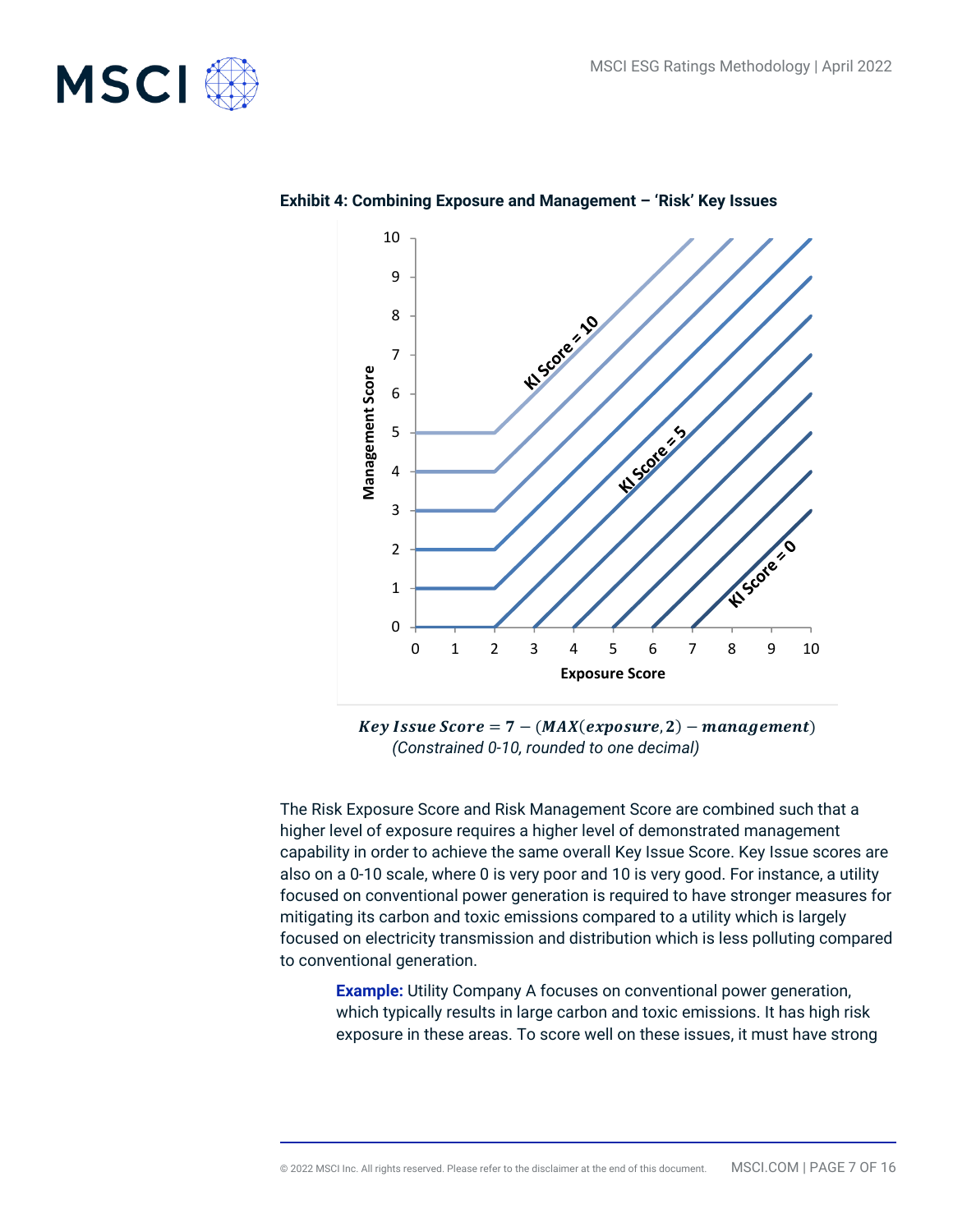**Exhibit 4: Combining Exposure and Management – 'Risk' Key Issues**

$$\textit{Key Issue Score} = 7 - (MAX(exposure, 2) - management)$$

*(Constrained 0-10, rounded to one decimal)*

The Risk Exposure Score and Risk Management Score are combined such that a higher level of exposure requires a higher level of demonstrated management capability in order to achieve the same overall Key Issue Score. Key Issue scores are also on a 0-10 scale, where 0 is very poor and 10 is very good. For instance, a utility focused on conventional power generation is required to have stronger measures for mitigating its carbon and toxic emissions compared to a utility which is largely focused on electricity transmission and distribution which is less polluting compared to conventional generation.

> **Example:** Utility Company A focuses on conventional power generation, which typically results in large carbon and toxic emissions. It has high risk exposure in these areas. To score well on these issues, it must have strong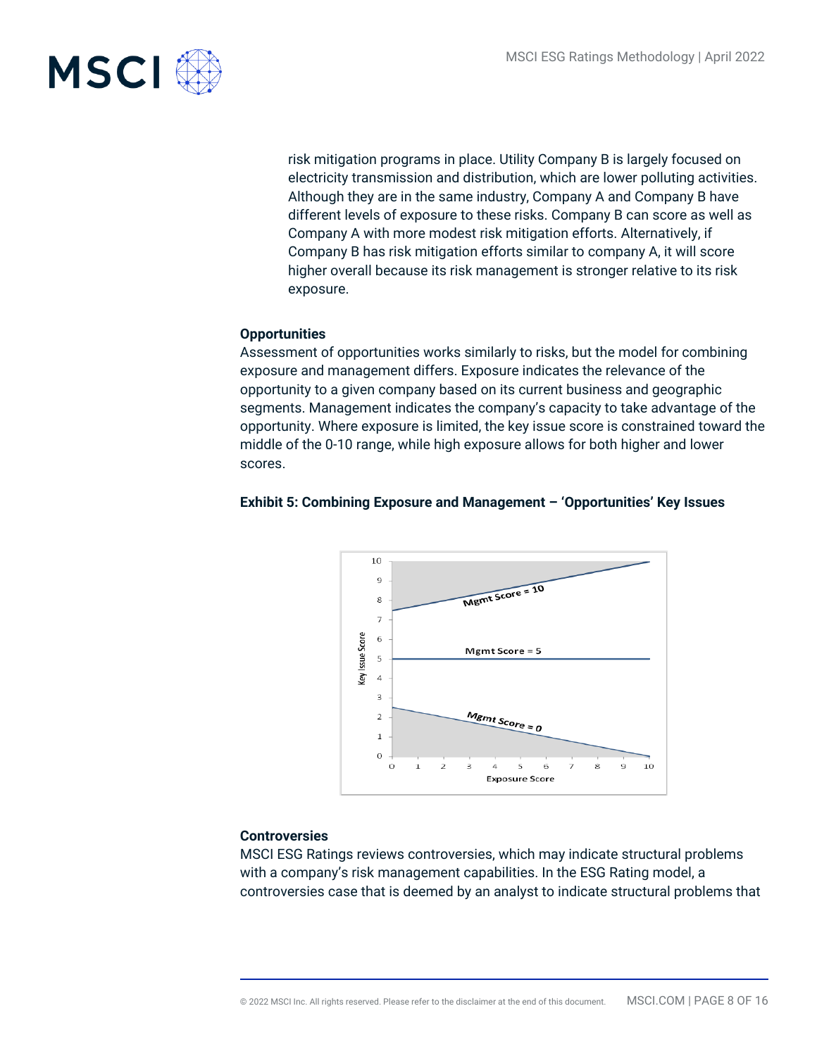risk mitigation programs in place. Utility Company B is largely focused on electricity transmission and distribution, which are lower polluting activities. Although they are in the same industry, Company A and Company B have different levels of exposure to these risks. Company B can score as well as Company A with more modest risk mitigation efforts. Alternatively, if Company B has risk mitigation efforts similar to company A, it will score higher overall because its risk management is stronger relative to its risk exposure.

**Opportunities**

Assessment of opportunities works similarly to risks, but the model for combining exposure and management differs. Exposure indicates the relevance of the opportunity to a given company based on its current business and geographic segments. Management indicates the company's capacity to take advantage of the opportunity. Where exposure is limited, the key issue score is constrained toward the middle of the 0-10 range, while high exposure allows for both higher and lower scores.

**Exhibit 5: Combining Exposure and Management – 'Opportunities' Key Issues**

**Controversies**

MSCI ESG Ratings reviews controversies, which may indicate structural problems with a company's risk management capabilities. In the ESG Rating model, a controversies case that is deemed by an analyst to indicate structural problems that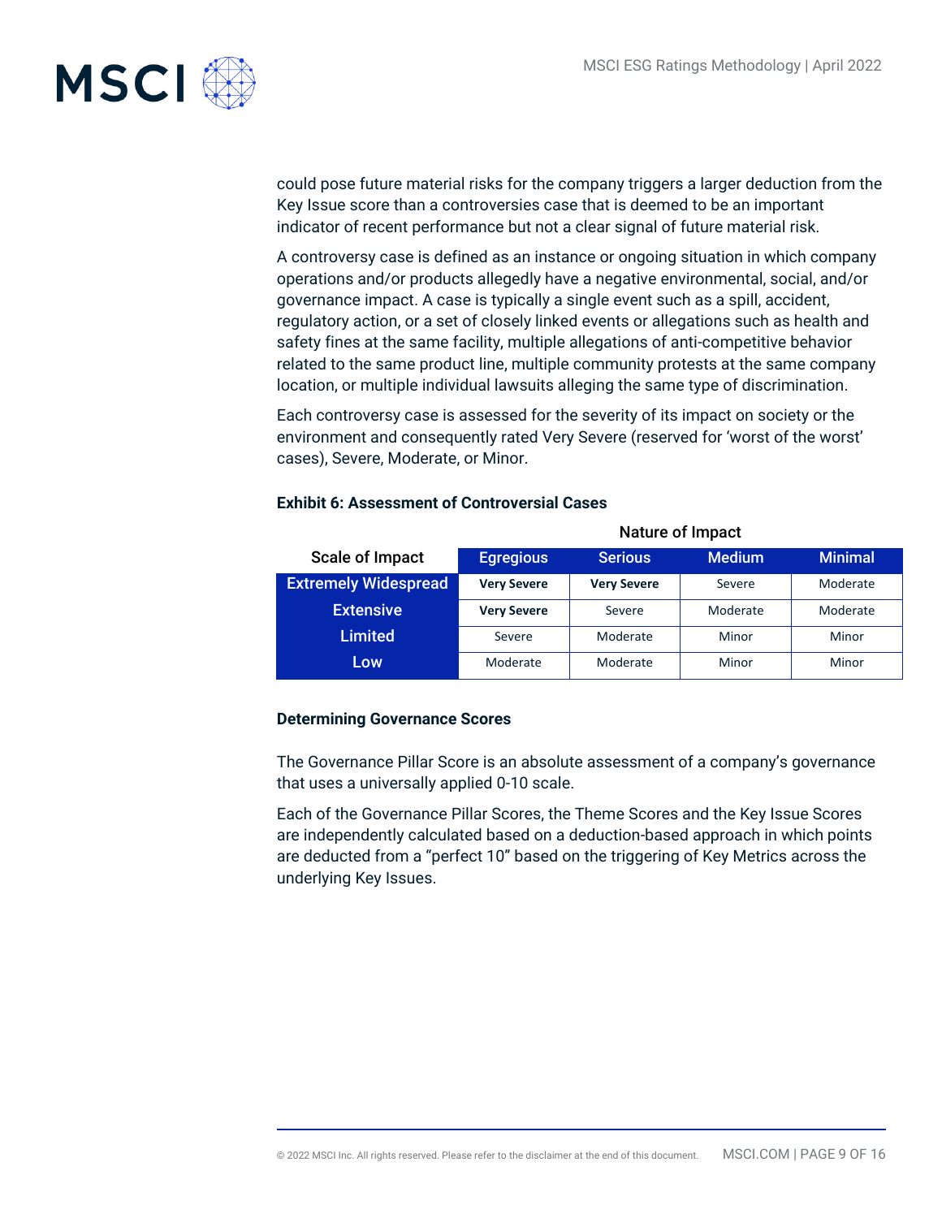could pose future material risks for the company triggers a larger deduction from the Key Issue score than a controversies case that is deemed to be an important indicator of recent performance but not a clear signal of future material risk.

A controversy case is defined as an instance or ongoing situation in which company operations and/or products allegedly have a negative environmental, social, and/or governance impact. A case is typically a single event such as a spill, accident, regulatory action, or a set of closely linked events or allegations such as health and safety fines at the same facility, multiple allegations of anti-competitive behavior related to the same product line, multiple community protests at the same company location, or multiple individual lawsuits alleging the same type of discrimination.

Each controversy case is assessed for the severity of its impact on society or the environment and consequently rated Very Severe (reserved for 'worst of the worst' cases), Severe, Moderate, or Minor.

**Exhibit 6: Assessment of Controversial Cases**

| | Nature of Impact | | | |
|---|---|---|---|---|
| **Scale of Impact** | **Egregious** | **Serious** | **Medium** | **Minimal** |
| **Extremely Widespread** | **Very Severe** | **Very Severe** | Severe | Moderate |
| **Extensive** | **Very Severe** | Severe | Moderate | Moderate |
| **Limited** | Severe | Moderate | Minor | Minor |
| **Low** | Moderate | Moderate | Minor | Minor |

**Determining Governance Scores**

The Governance Pillar Score is an absolute assessment of a company's governance that uses a universally applied 0-10 scale.

Each of the Governance Pillar Scores, the Theme Scores and the Key Issue Scores are independently calculated based on a deduction-based approach in which points are deducted from a "perfect 10" based on the triggering of Key Metrics across the underlying Key Issues.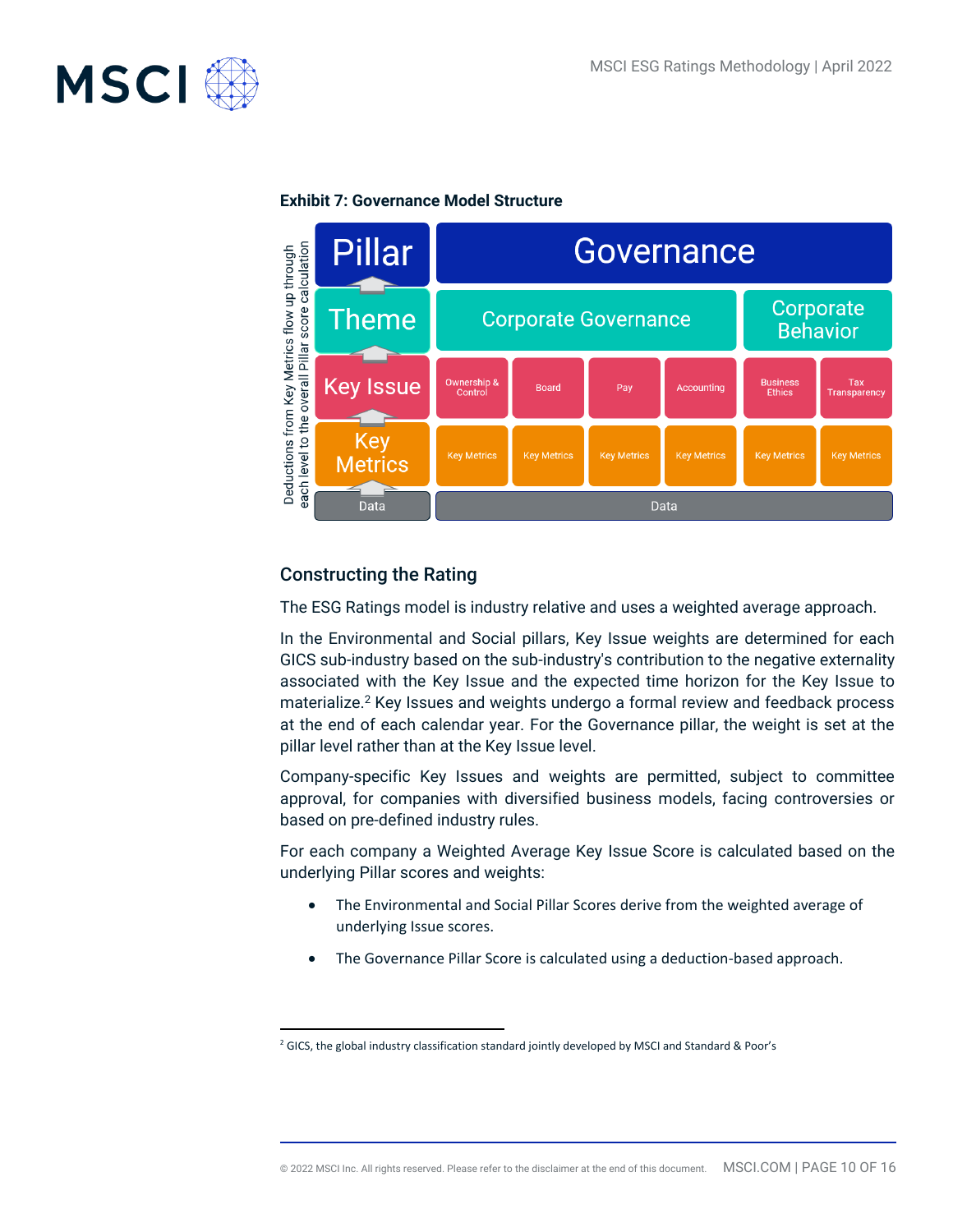**Exhibit 7: Governance Model Structure**

| Pillar | Governance | | | | | |
|---|---|---|---|---|---|---|
| Theme | Corporate Governance | | | | Corporate Behavior | |
| Key Issue | Ownership & Control | Board | Pay | Accounting | Business Ethics | Tax Transparency |
| Key Metrics | Key Metrics | Key Metrics | Key Metrics | Key Metrics | Key Metrics | Key Metrics |
| Data | Data | | | | | |

Deductions from Key Metrics flow up through each level to the overall Pillar score calculation

## Constructing the Rating

The ESG Ratings model is industry relative and uses a weighted average approach.

In the Environmental and Social pillars, Key Issue weights are determined for each GICS sub-industry based on the sub-industry's contribution to the negative externality associated with the Key Issue and the expected time horizon for the Key Issue to materialize.[2] Key Issues and weights undergo a formal review and feedback process at the end of each calendar year. For the Governance pillar, the weight is set at the pillar level rather than at the Key Issue level.

Company-specific Key Issues and weights are permitted, subject to committee approval, for companies with diversified business models, facing controversies or based on pre-defined industry rules.

For each company a Weighted Average Key Issue Score is calculated based on the underlying Pillar scores and weights:

- The Environmental and Social Pillar Scores derive from the weighted average of underlying Issue scores.
- The Governance Pillar Score is calculated using a deduction-based approach.

[2] GICS, the global industry classification standard jointly developed by MSCI and Standard & Poor's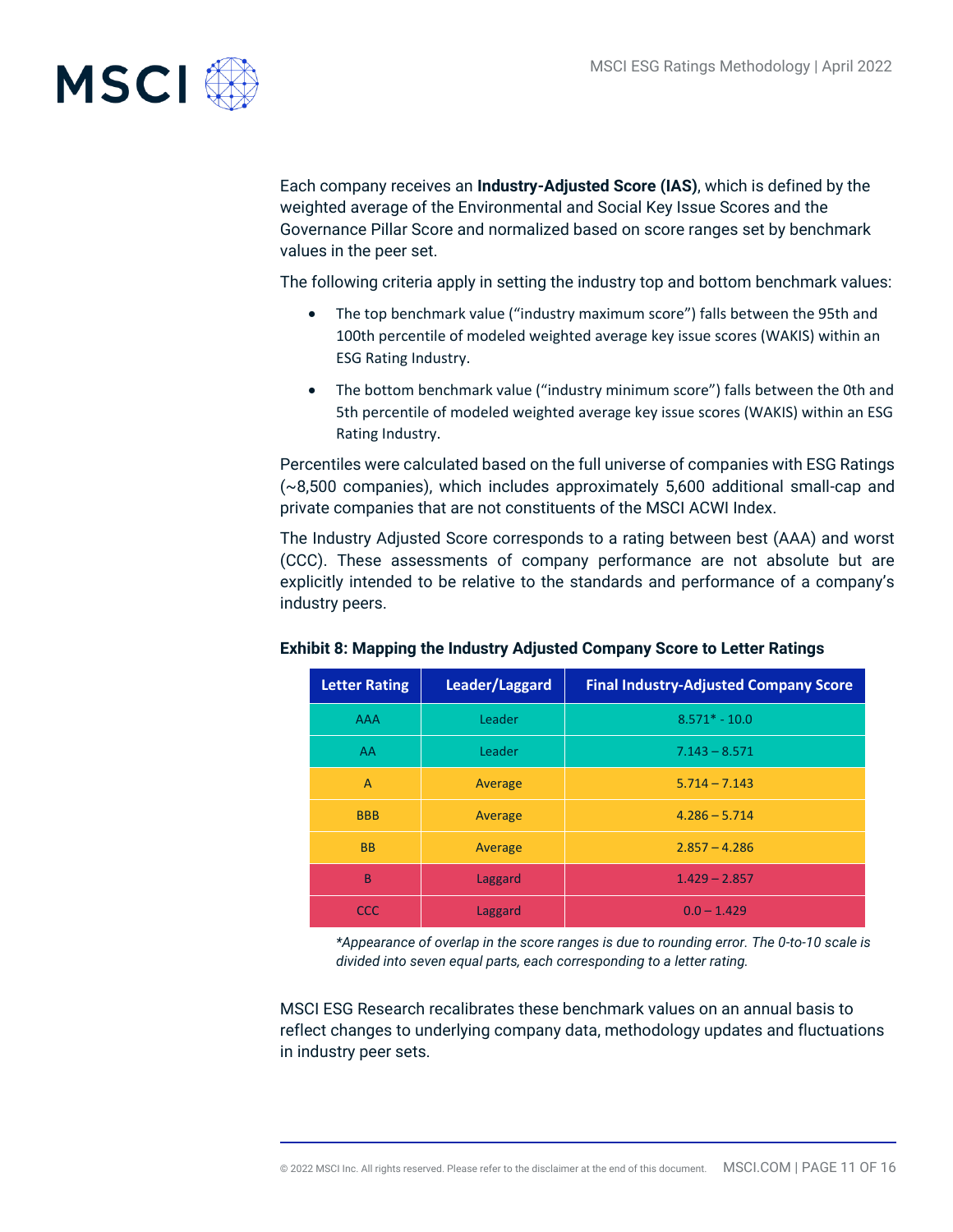Each company receives an **Industry-Adjusted Score (IAS)**, which is defined by the weighted average of the Environmental and Social Key Issue Scores and the Governance Pillar Score and normalized based on score ranges set by benchmark values in the peer set.

The following criteria apply in setting the industry top and bottom benchmark values:

- The top benchmark value ("industry maximum score") falls between the 95th and 100th percentile of modeled weighted average key issue scores (WAKIS) within an ESG Rating Industry.
- The bottom benchmark value ("industry minimum score") falls between the 0th and 5th percentile of modeled weighted average key issue scores (WAKIS) within an ESG Rating Industry.

Percentiles were calculated based on the full universe of companies with ESG Ratings (~8,500 companies), which includes approximately 5,600 additional small-cap and private companies that are not constituents of the MSCI ACWI Index.

The Industry Adjusted Score corresponds to a rating between best (AAA) and worst (CCC). These assessments of company performance are not absolute but are explicitly intended to be relative to the standards and performance of a company's industry peers.

**Exhibit 8: Mapping the Industry Adjusted Company Score to Letter Ratings**

| Letter Rating | Leader/Laggard | Final Industry-Adjusted Company Score |
|---|---|---|
| AAA | Leader | 8.571* - 10.0 |
| AA | Leader | 7.143 – 8.571 |
| A | Average | 5.714 – 7.143 |
| BBB | Average | 4.286 – 5.714 |
| BB | Average | 2.857 – 4.286 |
| B | Laggard | 1.429 – 2.857 |
| CCC | Laggard | 0.0 – 1.429 |

*\*Appearance of overlap in the score ranges is due to rounding error. The 0-to-10 scale is divided into seven equal parts, each corresponding to a letter rating.*

MSCI ESG Research recalibrates these benchmark values on an annual basis to reflect changes to underlying company data, methodology updates and fluctuations in industry peer sets.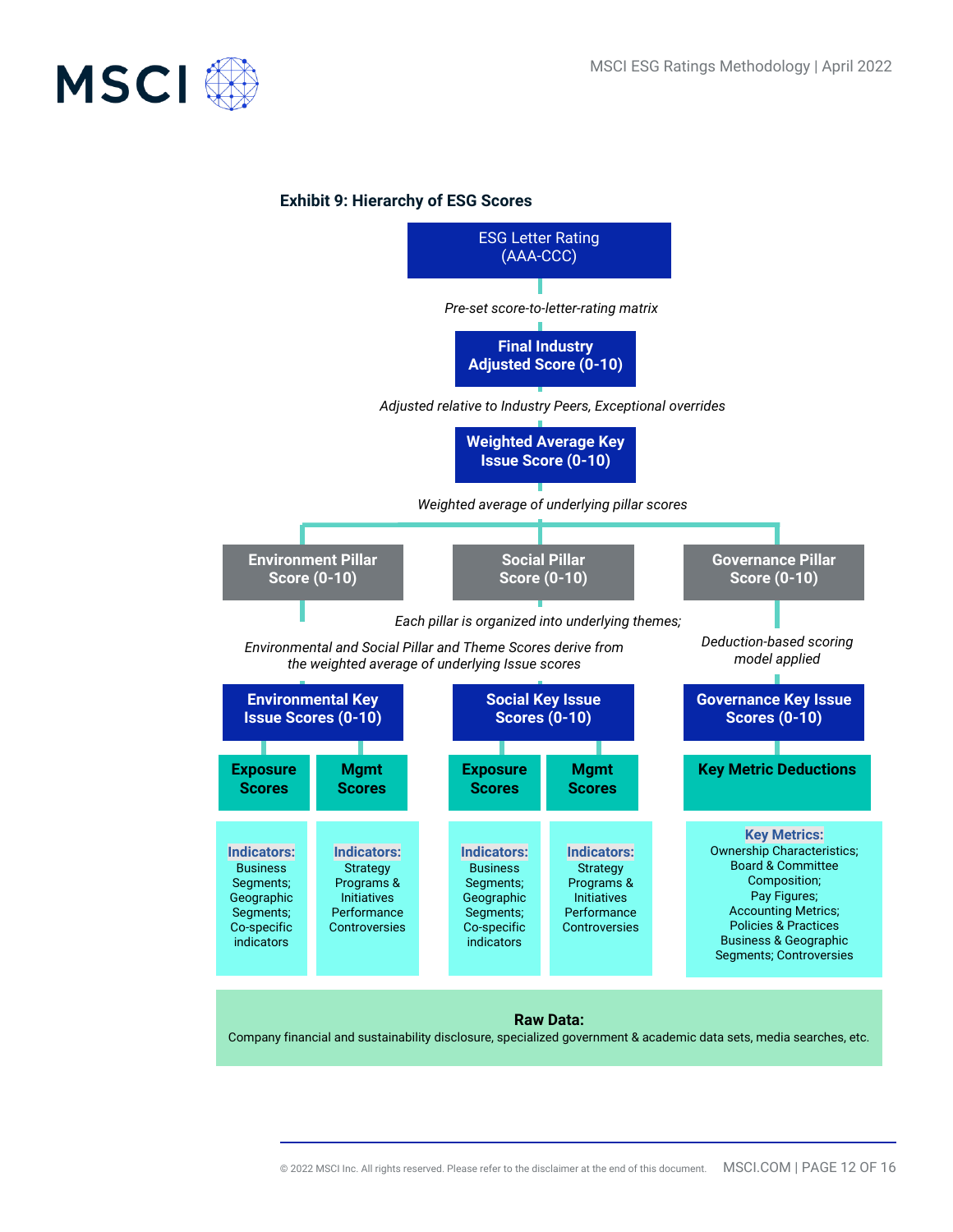**Exhibit 9: Hierarchy of ESG Scores**

**ESG Letter Rating (AAA-CCC)**

*Pre-set score-to-letter-rating matrix*

**Final Industry Adjusted Score (0-10)**

*Adjusted relative to Industry Peers, Exceptional overrides*

**Weighted Average Key Issue Score (0-10)**

*Weighted average of underlying pillar scores*

**Environment Pillar Score (0-10)** | **Social Pillar Score (0-10)** | **Governance Pillar Score (0-10)**

*Each pillar is organized into underlying themes;*

*Environmental and Social Pillar and Theme Scores derive from the weighted average of underlying Issue scores*

*Deduction-based scoring model applied*

**Environmental Key Issue Scores (0-10)**
- **Exposure Scores** — Indicators: Business Segments; Geographic Segments; Co-specific indicators
- **Mgmt Scores** — Indicators: Strategy Programs & Initiatives Performance Controversies

**Social Key Issue Scores (0-10)**
- **Exposure Scores** — Indicators: Business Segments; Geographic Segments; Co-specific indicators
- **Mgmt Scores** — Indicators: Strategy Programs & Initiatives Performance Controversies

**Governance Key Issue Scores (0-10)**
- **Key Metric Deductions** — Key Metrics: Ownership Characteristics; Board & Committee Composition; Pay Figures; Accounting Metrics; Policies & Practices Business & Geographic Segments; Controversies

**Raw Data:**
Company financial and sustainability disclosure, specialized government & academic data sets, media searches, etc.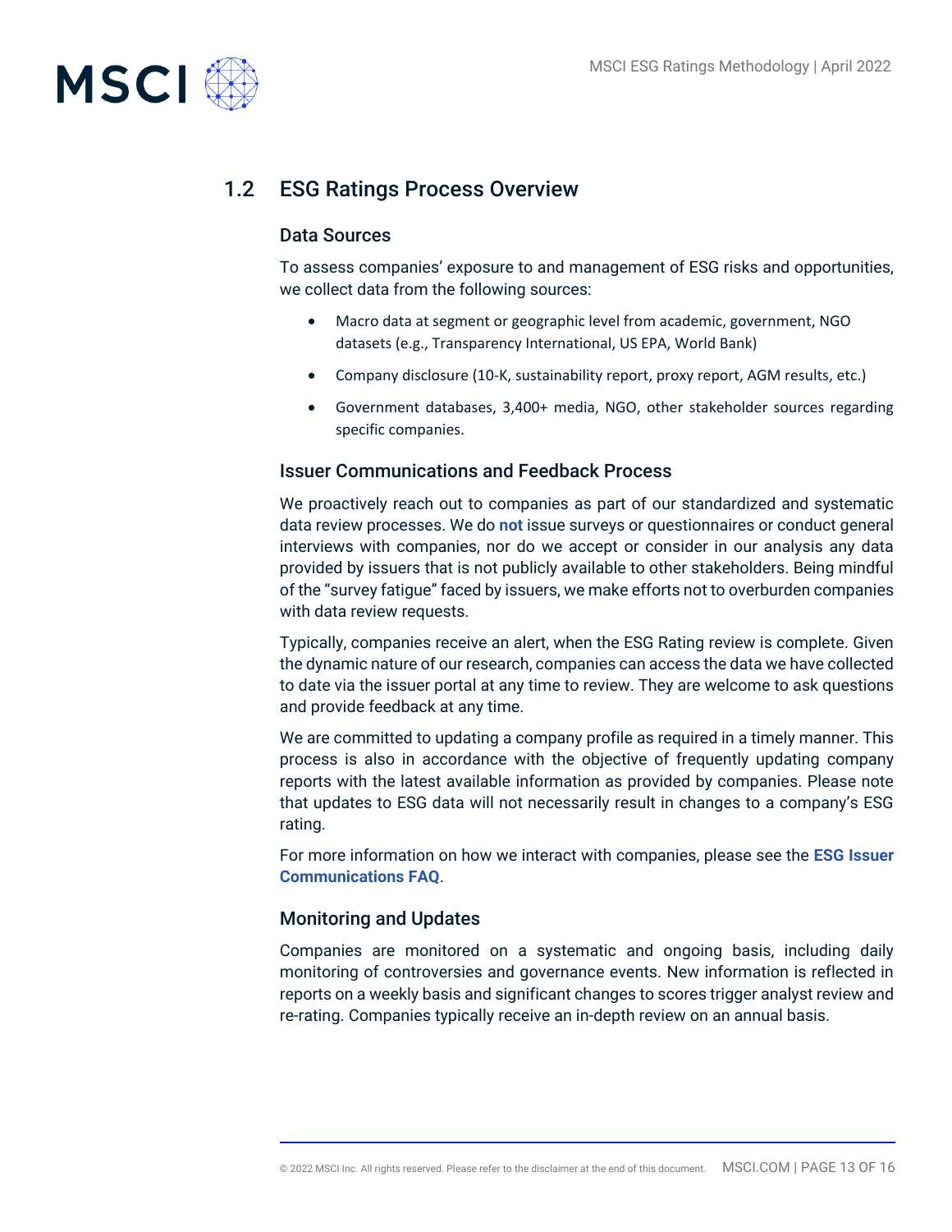## 1.2 ESG Ratings Process Overview

### Data Sources

To assess companies' exposure to and management of ESG risks and opportunities, we collect data from the following sources:

- Macro data at segment or geographic level from academic, government, NGO datasets (e.g., Transparency International, US EPA, World Bank)
- Company disclosure (10-K, sustainability report, proxy report, AGM results, etc.)
- Government databases, 3,400+ media, NGO, other stakeholder sources regarding specific companies.

### Issuer Communications and Feedback Process

We proactively reach out to companies as part of our standardized and systematic data review processes. We do **not** issue surveys or questionnaires or conduct general interviews with companies, nor do we accept or consider in our analysis any data provided by issuers that is not publicly available to other stakeholders. Being mindful of the "survey fatigue" faced by issuers, we make efforts not to overburden companies with data review requests.

Typically, companies receive an alert, when the ESG Rating review is complete. Given the dynamic nature of our research, companies can access the data we have collected to date via the issuer portal at any time to review. They are welcome to ask questions and provide feedback at any time.

We are committed to updating a company profile as required in a timely manner. This process is also in accordance with the objective of frequently updating company reports with the latest available information as provided by companies. Please note that updates to ESG data will not necessarily result in changes to a company's ESG rating.

For more information on how we interact with companies, please see the **ESG Issuer Communications FAQ**.

### Monitoring and Updates

Companies are monitored on a systematic and ongoing basis, including daily monitoring of controversies and governance events. New information is reflected in reports on a weekly basis and significant changes to scores trigger analyst review and re-rating. Companies typically receive an in-depth review on an annual basis.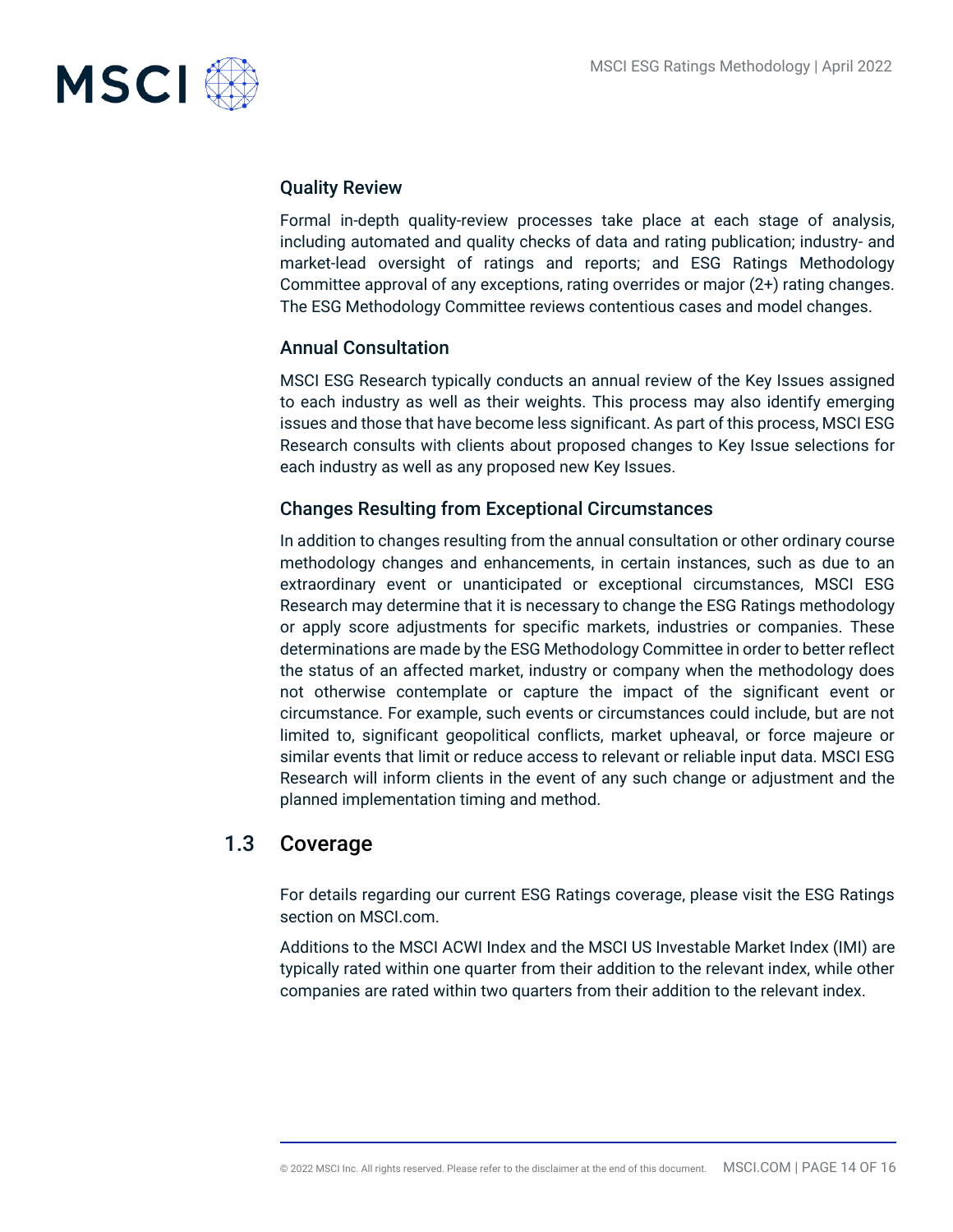### Quality Review

Formal in-depth quality-review processes take place at each stage of analysis, including automated and quality checks of data and rating publication; industry- and market-lead oversight of ratings and reports; and ESG Ratings Methodology Committee approval of any exceptions, rating overrides or major (2+) rating changes. The ESG Methodology Committee reviews contentious cases and model changes.

### Annual Consultation

MSCI ESG Research typically conducts an annual review of the Key Issues assigned to each industry as well as their weights. This process may also identify emerging issues and those that have become less significant. As part of this process, MSCI ESG Research consults with clients about proposed changes to Key Issue selections for each industry as well as any proposed new Key Issues.

### Changes Resulting from Exceptional Circumstances

In addition to changes resulting from the annual consultation or other ordinary course methodology changes and enhancements, in certain instances, such as due to an extraordinary event or unanticipated or exceptional circumstances, MSCI ESG Research may determine that it is necessary to change the ESG Ratings methodology or apply score adjustments for specific markets, industries or companies. These determinations are made by the ESG Methodology Committee in order to better reflect the status of an affected market, industry or company when the methodology does not otherwise contemplate or capture the impact of the significant event or circumstance. For example, such events or circumstances could include, but are not limited to, significant geopolitical conflicts, market upheaval, or force majeure or similar events that limit or reduce access to relevant or reliable input data. MSCI ESG Research will inform clients in the event of any such change or adjustment and the planned implementation timing and method.

## 1.3 Coverage

For details regarding our current ESG Ratings coverage, please visit the ESG Ratings section on MSCI.com.

Additions to the MSCI ACWI Index and the MSCI US Investable Market Index (IMI) are typically rated within one quarter from their addition to the relevant index, while other companies are rated within two quarters from their addition to the relevant index.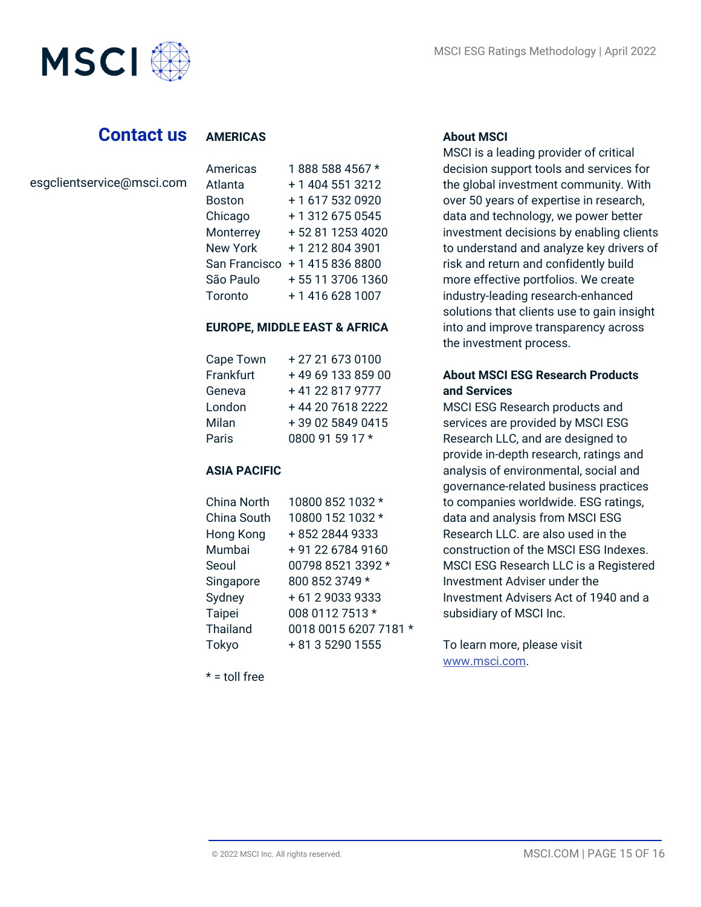## Contact us

esgclientservice@msci.com

### AMERICAS

| | |
|---|---|
| Americas | 1 888 588 4567 * |
| Atlanta | + 1 404 551 3212 |
| Boston | + 1 617 532 0920 |
| Chicago | + 1 312 675 0545 |
| Monterrey | + 52 81 1253 4020 |
| New York | + 1 212 804 3901 |
| San Francisco | + 1 415 836 8800 |
| São Paulo | + 55 11 3706 1360 |
| Toronto | + 1 416 628 1007 |

### EUROPE, MIDDLE EAST & AFRICA

| | |
|---|---|
| Cape Town | + 27 21 673 0100 |
| Frankfurt | + 49 69 133 859 00 |
| Geneva | + 41 22 817 9777 |
| London | + 44 20 7618 2222 |
| Milan | + 39 02 5849 0415 |
| Paris | 0800 91 59 17 * |

### ASIA PACIFIC

| | |
|---|---|
| China North | 10800 852 1032 * |
| China South | 10800 152 1032 * |
| Hong Kong | + 852 2844 9333 |
| Mumbai | + 91 22 6784 9160 |
| Seoul | 00798 8521 3392 * |
| Singapore | 800 852 3749 * |
| Sydney | + 61 2 9033 9333 |
| Taipei | 008 0112 7513 * |
| Thailand | 0018 0015 6207 7181 * |
| Tokyo | + 81 3 5290 1555 |

* = toll free

### About MSCI

MSCI is a leading provider of critical decision support tools and services for the global investment community. With over 50 years of expertise in research, data and technology, we power better investment decisions by enabling clients to understand and analyze key drivers of risk and return and confidently build more effective portfolios. We create industry-leading research-enhanced solutions that clients use to gain insight into and improve transparency across the investment process.

### About MSCI ESG Research Products and Services

MSCI ESG Research products and services are provided by MSCI ESG Research LLC, and are designed to provide in-depth research, ratings and analysis of environmental, social and governance-related business practices to companies worldwide. ESG ratings, data and analysis from MSCI ESG Research LLC. are also used in the construction of the MSCI ESG Indexes. MSCI ESG Research LLC is a Registered Investment Adviser under the Investment Advisers Act of 1940 and a subsidiary of MSCI Inc.

To learn more, please visit www.msci.com.

© 2022 MSCI Inc. All rights reserved.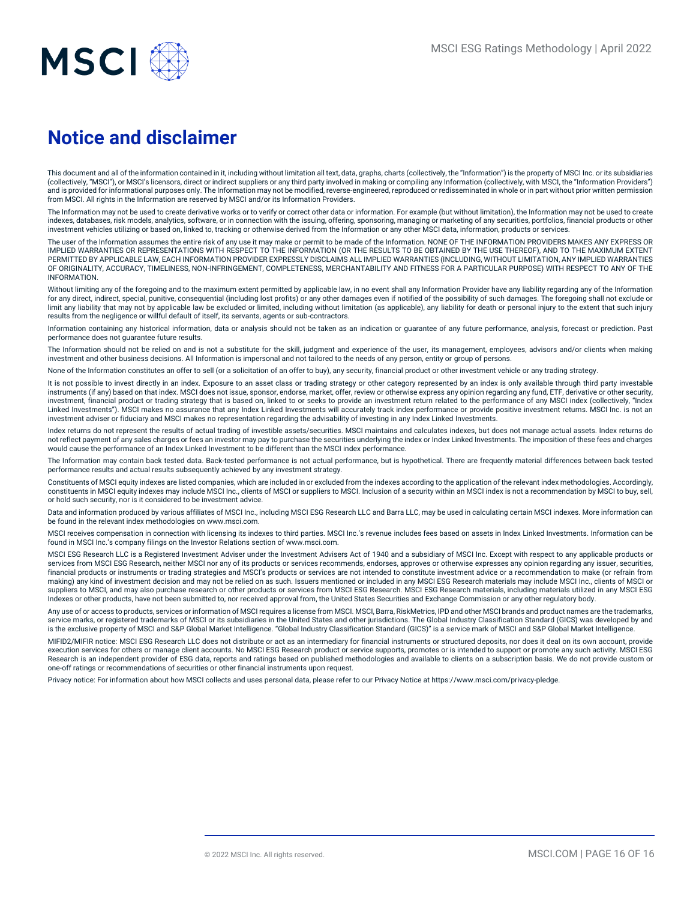# Notice and disclaimer

This document and all of the information contained in it, including without limitation all text, data, graphs, charts (collectively, the "Information") is the property of MSCI Inc. or its subsidiaries (collectively, "MSCI"), or MSCI's licensors, direct or indirect suppliers or any third party involved in making or compiling any Information (collectively, with MSCI, the "Information Providers") and is provided for informational purposes only. The Information may not be modified, reverse-engineered, reproduced or redisseminated in whole or in part without prior written permission from MSCI. All rights in the Information are reserved by MSCI and/or its Information Providers.

The Information may not be used to create derivative works or to verify or correct other data or information. For example (but without limitation), the Information may not be used to create indexes, databases, risk models, analytics, software, or in connection with the issuing, offering, sponsoring, managing or marketing of any securities, portfolios, financial products or other investment vehicles utilizing or based on, linked to, tracking or otherwise derived from the Information or any other MSCI data, information, products or services.

The user of the Information assumes the entire risk of any use it may make or permit to be made of the Information. NONE OF THE INFORMATION PROVIDERS MAKES ANY EXPRESS OR IMPLIED WARRANTIES OR REPRESENTATIONS WITH RESPECT TO THE INFORMATION (OR THE RESULTS TO BE OBTAINED BY THE USE THEREOF), AND TO THE MAXIMUM EXTENT PERMITTED BY APPLICABLE LAW, EACH INFORMATION PROVIDER EXPRESSLY DISCLAIMS ALL IMPLIED WARRANTIES (INCLUDING, WITHOUT LIMITATION, ANY IMPLIED WARRANTIES OF ORIGINALITY, ACCURACY, TIMELINESS, NON-INFRINGEMENT, COMPLETENESS, MERCHANTABILITY AND FITNESS FOR A PARTICULAR PURPOSE) WITH RESPECT TO ANY OF THE INFORMATION.

Without limiting any of the foregoing and to the maximum extent permitted by applicable law, in no event shall any Information Provider have any liability regarding any of the Information for any direct, indirect, special, punitive, consequential (including lost profits) or any other damages even if notified of the possibility of such damages. The foregoing shall not exclude or limit any liability that may not by applicable law be excluded or limited, including without limitation (as applicable), any liability for death or personal injury to the extent that such injury results from the negligence or willful default of itself, its servants, agents or sub-contractors.

Information containing any historical information, data or analysis should not be taken as an indication or guarantee of any future performance, analysis, forecast or prediction. Past performance does not guarantee future results.

The Information should not be relied on and is not a substitute for the skill, judgment and experience of the user, its management, employees, advisors and/or clients when making investment and other business decisions. All Information is impersonal and not tailored to the needs of any person, entity or group of persons.

None of the Information constitutes an offer to sell (or a solicitation of an offer to buy), any security, financial product or other investment vehicle or any trading strategy.

It is not possible to invest directly in an index. Exposure to an asset class or trading strategy or other category represented by an index is only available through third party investable instruments (if any) based on that index. MSCI does not issue, sponsor, endorse, market, offer, review or otherwise express any opinion regarding any fund, ETF, derivative or other security, investment, financial product or trading strategy that is based on, linked to or seeks to provide an investment return related to the performance of any MSCI index (collectively, "Index Linked Investments"). MSCI makes no assurance that any Index Linked Investments will accurately track index performance or provide positive investment returns. MSCI Inc. is not an investment adviser or fiduciary and MSCI makes no representation regarding the advisability of investing in any Index Linked Investments.

Index returns do not represent the results of actual trading of investible assets/securities. MSCI maintains and calculates indexes, but does not manage actual assets. Index returns do not reflect payment of any sales charges or fees an investor may pay to purchase the securities underlying the index or Index Linked Investments. The imposition of these fees and charges would cause the performance of an Index Linked Investment to be different than the MSCI index performance.

The Information may contain back tested data. Back-tested performance is not actual performance, but is hypothetical. There are frequently material differences between back tested performance results and actual results subsequently achieved by any investment strategy.

Constituents of MSCI equity indexes are listed companies, which are included in or excluded from the indexes according to the application of the relevant index methodologies. Accordingly, constituents in MSCI equity indexes may include MSCI Inc., clients of MSCI or suppliers to MSCI. Inclusion of a security within an MSCI index is not a recommendation by MSCI to buy, sell, or hold such security, nor is it considered to be investment advice.

Data and information produced by various affiliates of MSCI Inc., including MSCI ESG Research LLC and Barra LLC, may be used in calculating certain MSCI indexes. More information can be found in the relevant index methodologies on www.msci.com.

MSCI receives compensation in connection with licensing its indexes to third parties. MSCI Inc.'s revenue includes fees based on assets in Index Linked Investments. Information can be found in MSCI Inc.'s company filings on the Investor Relations section of www.msci.com.

MSCI ESG Research LLC is a Registered Investment Adviser under the Investment Advisers Act of 1940 and a subsidiary of MSCI Inc. Except with respect to any applicable products or services from MSCI ESG Research, neither MSCI nor any of its products or services recommends, endorses, approves or otherwise expresses any opinion regarding any issuer, securities, financial products or instruments or trading strategies and MSCI's products or services are not intended to constitute investment advice or a recommendation to make (or refrain from making) any kind of investment decision and may not be relied on as such. Issuers mentioned or included in any MSCI ESG Research materials may include MSCI Inc., clients of MSCI or suppliers to MSCI, and may also purchase research or other products or services from MSCI ESG Research. MSCI ESG Research materials, including materials utilized in any MSCI ESG Indexes or other products, have not been submitted to, nor received approval from, the United States Securities and Exchange Commission or any other regulatory body.

Any use of or access to products, services or information of MSCI requires a license from MSCI. MSCI, Barra, RiskMetrics, IPD and other MSCI brands and product names are the trademarks, service marks, or registered trademarks of MSCI or its subsidiaries in the United States and other jurisdictions. The Global Industry Classification Standard (GICS) was developed by and is the exclusive property of MSCI and S&P Global Market Intelligence. "Global Industry Classification Standard (GICS)" is a service mark of MSCI and S&P Global Market Intelligence.

MIFID2/MIFIR notice: MSCI ESG Research LLC does not distribute or act as an intermediary for financial instruments or structured deposits, nor does it deal on its own account, provide execution services for others or manage client accounts. No MSCI ESG Research product or service supports, promotes or is intended to support or promote any such activity. MSCI ESG Research is an independent provider of ESG data, reports and ratings based on published methodologies and available to clients on a subscription basis. We do not provide custom or one-off ratings or recommendations of securities or other financial instruments upon request.

Privacy notice: For information about how MSCI collects and uses personal data, please refer to our Privacy Notice at https://www.msci.com/privacy-pledge.